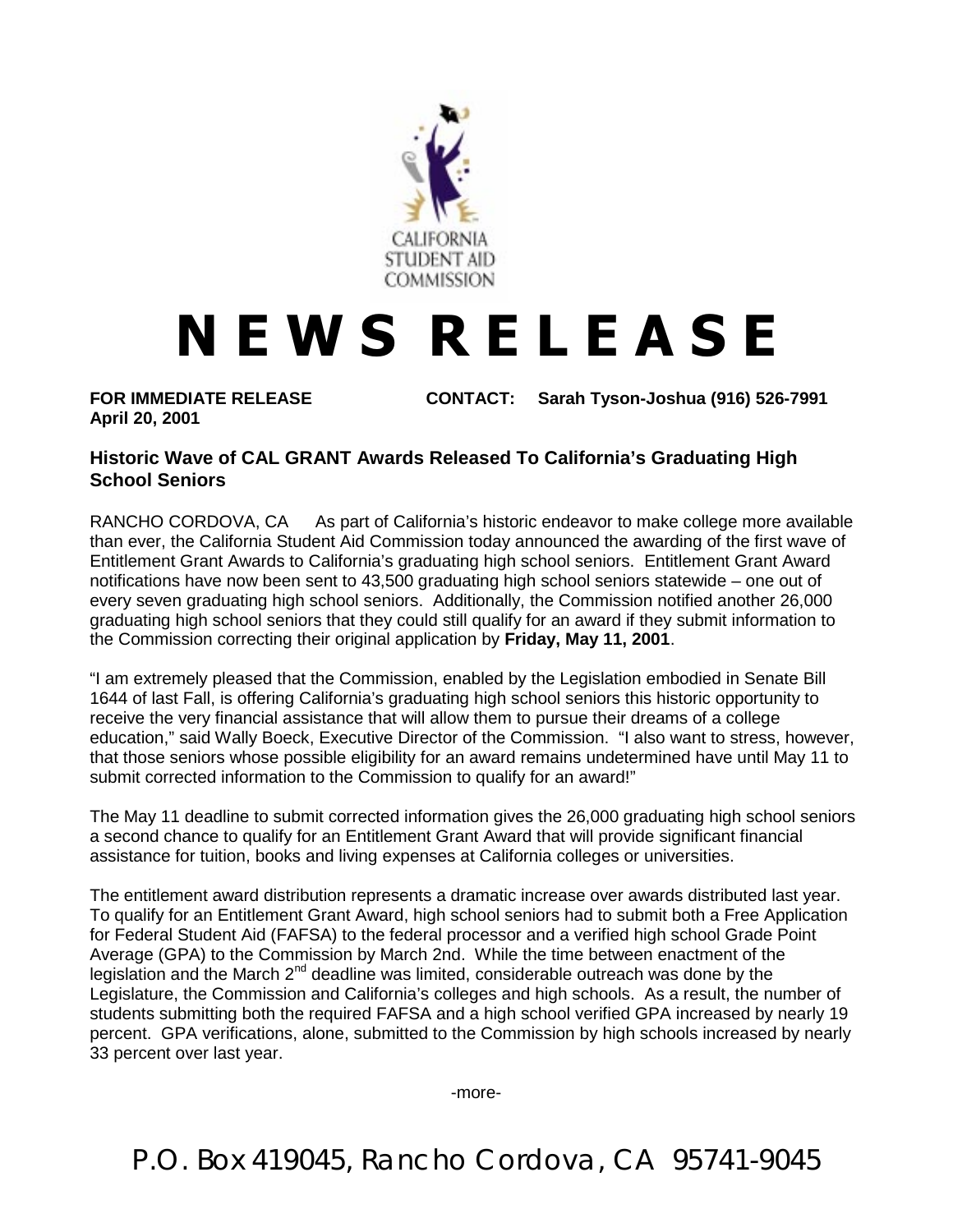CALIFORNIA STUDENT AID COMMISSION

# N E W S   R E L E A S E

**FOR IMMEDIATE RELEASE**
**April 20, 2001**

**CONTACT: Sarah Tyson-Joshua (916) 526-7991**

### Historic Wave of CAL GRANT Awards Released To California's Graduating High School Seniors

RANCHO CORDOVA, CA  As part of California's historic endeavor to make college more available than ever, the California Student Aid Commission today announced the awarding of the first wave of Entitlement Grant Awards to California's graduating high school seniors. Entitlement Grant Award notifications have now been sent to 43,500 graduating high school seniors statewide – one out of every seven graduating high school seniors. Additionally, the Commission notified another 26,000 graduating high school seniors that they could still qualify for an award if they submit information to the Commission correcting their original application by **Friday, May 11, 2001**.

"I am extremely pleased that the Commission, enabled by the Legislation embodied in Senate Bill 1644 of last Fall, is offering California's graduating high school seniors this historic opportunity to receive the very financial assistance that will allow them to pursue their dreams of a college education," said Wally Boeck, Executive Director of the Commission. "I also want to stress, however, that those seniors whose possible eligibility for an award remains undetermined have until May 11 to submit corrected information to the Commission to qualify for an award!"

The May 11 deadline to submit corrected information gives the 26,000 graduating high school seniors a second chance to qualify for an Entitlement Grant Award that will provide significant financial assistance for tuition, books and living expenses at California colleges or universities.

The entitlement award distribution represents a dramatic increase over awards distributed last year. To qualify for an Entitlement Grant Award, high school seniors had to submit both a Free Application for Federal Student Aid (FAFSA) to the federal processor and a verified high school Grade Point Average (GPA) to the Commission by March 2nd. While the time between enactment of the legislation and the March 2nd deadline was limited, considerable outreach was done by the Legislature, the Commission and California's colleges and high schools. As a result, the number of students submitting both the required FAFSA and a high school verified GPA increased by nearly 19 percent. GPA verifications, alone, submitted to the Commission by high schools increased by nearly 33 percent over last year.

-more-

P.O. Box 419045, Rancho Cordova, CA 95741-9045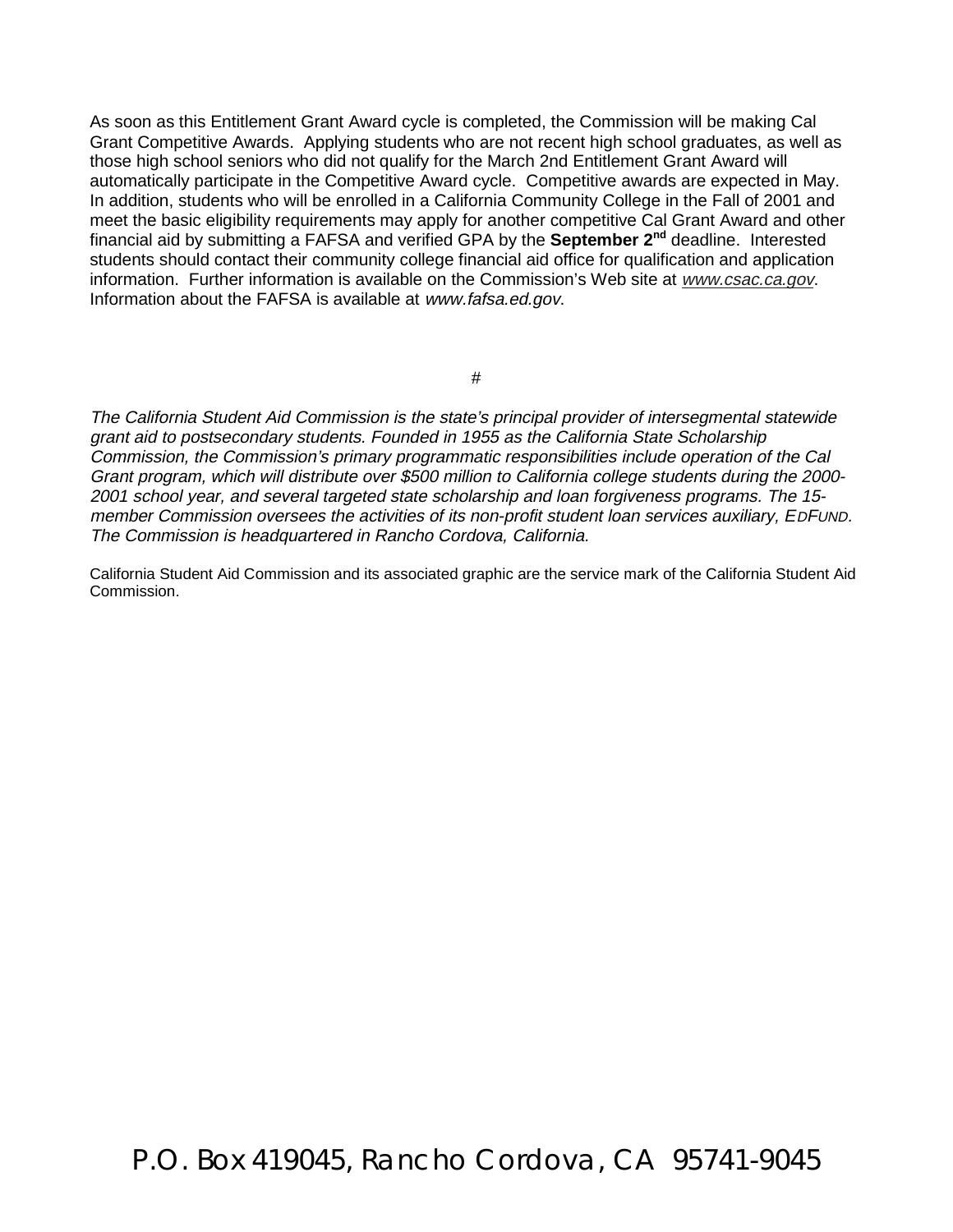As soon as this Entitlement Grant Award cycle is completed, the Commission will be making Cal Grant Competitive Awards. Applying students who are not recent high school graduates, as well as those high school seniors who did not qualify for the March 2nd Entitlement Grant Award will automatically participate in the Competitive Award cycle. Competitive awards are expected in May. In addition, students who will be enrolled in a California Community College in the Fall of 2001 and meet the basic eligibility requirements may apply for another competitive Cal Grant Award and other financial aid by submitting a FAFSA and verified GPA by the **September 2nd** deadline. Interested students should contact their community college financial aid office for qualification and application information. Further information is available on the Commission's Web site at *www.csac.ca.gov*. Information about the FAFSA is available at *www.fafsa.ed.gov*.

#

*The California Student Aid Commission is the state's principal provider of intersegmental statewide grant aid to postsecondary students. Founded in 1955 as the California State Scholarship Commission, the Commission's primary programmatic responsibilities include operation of the Cal Grant program, which will distribute over $500 million to California college students during the 2000-2001 school year, and several targeted state scholarship and loan forgiveness programs. The 15-member Commission oversees the activities of its non-profit student loan services auxiliary, EDFUND. The Commission is headquartered in Rancho Cordova, California.*

California Student Aid Commission and its associated graphic are the service mark of the California Student Aid Commission.

P.O. Box 419045, Rancho Cordova, CA 95741-9045